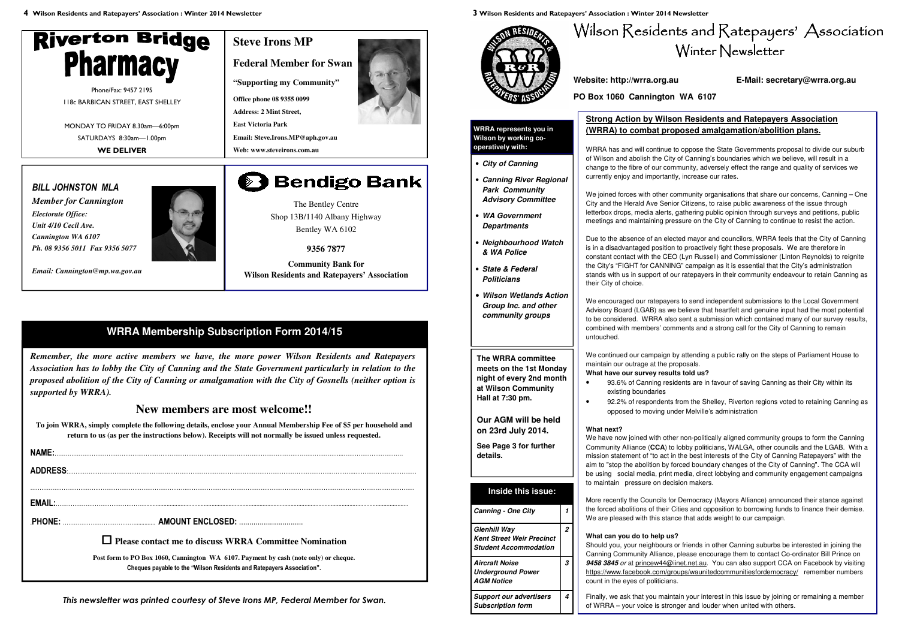# Riverton Bridge Pharmacy

Phone/Fax: 9457 2195

118c BARBICAN STREET, EAST SHELLEY

MONDAY TO FRIDAY 8.30am—6:00pm

SATURDAYS 8:30am—1.00pm

**WE DELIVER**

## Steve Irons MP

**Federal Member for Swan**

**"Supporting my Community"**

**Office phone 08 9355 0099**

**Address: 2 Mint Street,**

**East Victoria Park**

**Email: Steve.Irons.MP@aph.gov.au**

**Web: www.steveirons.com.au**

***BILL JOHNSTON MLA***

***Member for Cannington***

***Electorate Office:***

***Unit 4/10 Cecil Ave.***

***Cannington WA 6107***

***Ph. 08 9356 5011 Fax 9356 5077***

***Email: Cannington@mp.wa.gov.au***

## Bendigo Bank

The Bentley Centre

Shop 13B/1140 Albany Highway

Bentley WA 6102

**9356 7877**

**Community Bank for**
**Wilson Residents and Ratepayers' Association**

## WRRA Membership Subscription Form 2014/15

***Remember, the more active members we have, the more power Wilson Residents and Ratepayers Association has to lobby the City of Canning and the State Government particularly in relation to the proposed abolition of the City of Canning or amalgamation with the City of Gosnells (neither option is supported by WRRA).***

## New members are most welcome!!

**To join WRRA, simply complete the following details, enclose your Annual Membership Fee of $5 per household and return to us (as per the instructions below). Receipts will not normally be issued unless requested.**

**NAME:**...............................................................................................

**ADDRESS**:...........................................................................................

.........................................................................................................

**EMAIL:**...............................................................................................

**PHONE:** ........................................ **AMOUNT ENCLOSED:** ...............................

☐ **Please contact me to discuss WRRA Committee Nomination**

**Post form to PO Box 1060, Cannington WA 6107. Payment by cash (note only) or cheque.**
**Cheques payable to the "Wilson Residents and Ratepayers Association".**

*This newsletter was printed courtesy of Steve Irons MP, Federal Member for Swan.*

# Wilson Residents and Ratepayers' Association Winter Newsletter

**Website: http://wrra.org.au** **E-Mail: secretary@wrra.org.au**

**PO Box 1060 Cannington WA 6107**

**WRRA represents you in Wilson by working co-operatively with:**

- ***City of Canning***
- ***Canning River Regional Park Community Advisory Committee***
- ***WA Government Departments***
- ***Neighbourhood Watch & WA Police***
- ***State & Federal Politicians***
- ***Wilson Wetlands Action Group Inc. and other community groups***

**The WRRA committee meets on the 1st Monday night of every 2nd month at Wilson Community Hall at 7:30 pm.**

**Our AGM will be held on 23rd July 2014.**

**See Page 3 for further details.**

| Inside this issue: | |
|---|---|
| *Canning - One City* | 1 |
| *Glenhill Way*<br>*Kent Street Weir Precinct*<br>*Student Accommodation* | 2 |
| *Aircraft Noise*<br>*Underground Power*<br>*AGM Notice* | 3 |
| *Support our advertisers*<br>*Subscription form* | 4 |

## Strong Action by Wilson Residents and Ratepayers Association (WRRA) to combat proposed amalgamation/abolition plans.

WRRA has and will continue to oppose the State Governments proposal to divide our suburb of Wilson and abolish the City of Canning's boundaries which we believe, will result in a change to the fibre of our community, adversely effect the range and quality of services we currently enjoy and importantly, increase our rates.

We joined forces with other community organisations that share our concerns, Canning – One City and the Herald Ave Senior Citizens, to raise public awareness of the issue through letterbox drops, media alerts, gathering public opinion through surveys and petitions, public meetings and maintaining pressure on the City of Canning to continue to resist the action.

Due to the absence of an elected mayor and councilors, WRRA feels that the City of Canning is in a disadvantaged position to proactively fight these proposals. We are therefore in constant contact with the CEO (Lyn Russell) and Commissioner (Linton Reynolds) to reignite the City's "FIGHT for CANNING" campaign as it is essential that the City's administration stands with us in support of our ratepayers in their community endeavour to retain Canning as their City of choice.

We encouraged our ratepayers to send independent submissions to the Local Government Advisory Board (LGAB) as we believe that heartfelt and genuine input had the most potential to be considered. WRRA also sent a submission which contained many of our survey results, combined with members' comments and a strong call for the City of Canning to remain untouched.

We continued our campaign by attending a public rally on the steps of Parliament House to maintain our outrage at the proposals.

**What have our survey results told us?**

- 93.6% of Canning residents are in favour of saving Canning as their City within its existing boundaries
- 92.2% of respondents from the Shelley, Riverton regions voted to retaining Canning as opposed to moving under Melville's administration

**What next?**

We have now joined with other non-politically aligned community groups to form the Canning Community Alliance (**CCA**) to lobby politicians, WALGA, other councils and the LGAB. With a mission statement of "to act in the best interests of the City of Canning Ratepayers" with the aim to "stop the abolition by forced boundary changes of the City of Canning". The CCA will be using social media, print media, direct lobbying and community engagement campaigns to maintain pressure on decision makers.

More recently the Councils for Democracy (Mayors Alliance) announced their stance against the forced abolitions of their Cities and opposition to borrowing funds to finance their demise. We are pleased with this stance that adds weight to our campaign.

**What can you do to help us?**

Should you, your neighbours or friends in other Canning suburbs be interested in joining the Canning Community Alliance, please encourage them to contact Co-ordinator Bill Prince on ***9458 3845*** *or* at princew44@iinet.net.au. You can also support CCA on Facebook by visiting https://www.facebook.com/groups/waunitedcommunitiesfordemocracy/ remember numbers count in the eyes of politicians.

Finally, we ask that you maintain your interest in this issue by joining or remaining a member of WRRA – your voice is stronger and louder when united with others.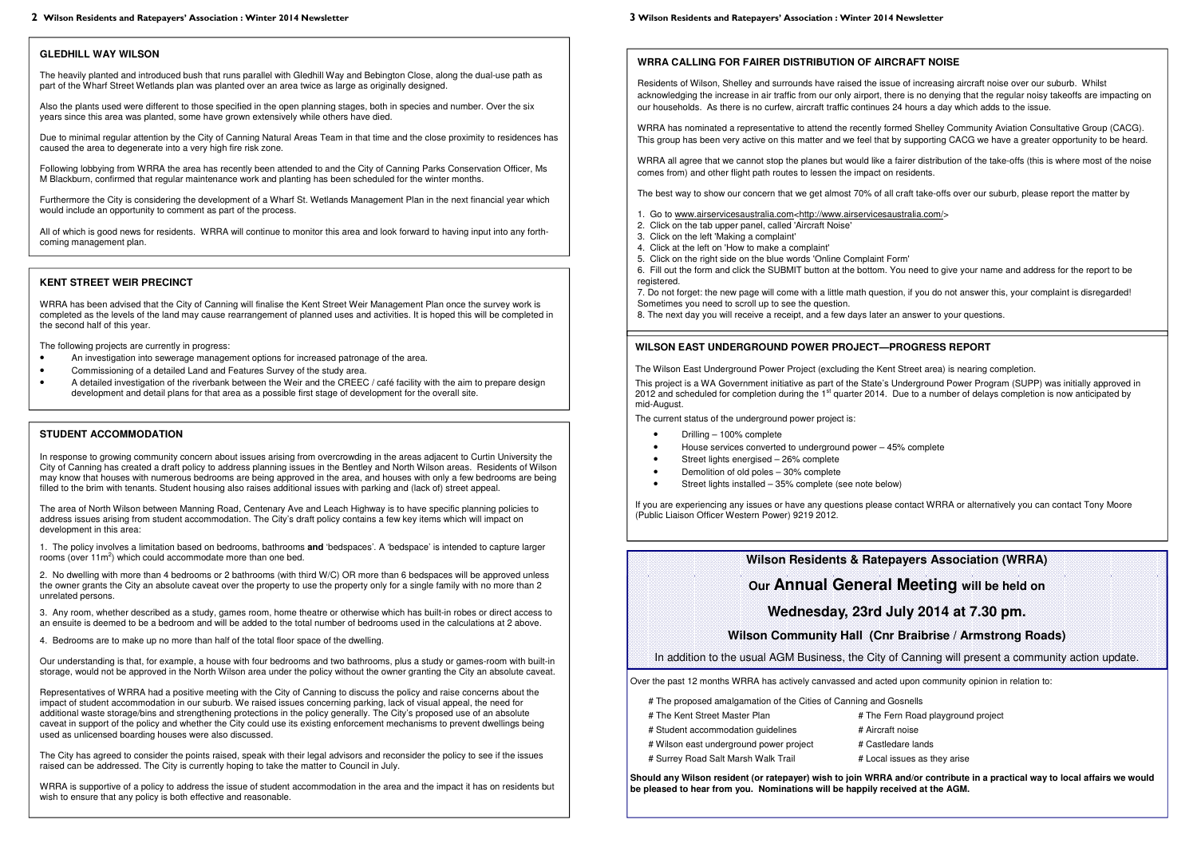## GLEDHILL WAY WILSON

The heavily planted and introduced bush that runs parallel with Gledhill Way and Bebington Close, along the dual-use path as part of the Wharf Street Wetlands plan was planted over an area twice as large as originally designed.

Also the plants used were different to those specified in the open planning stages, both in species and number. Over the six years since this area was planted, some have grown extensively while others have died.

Due to minimal regular attention by the City of Canning Natural Areas Team in that time and the close proximity to residences has caused the area to degenerate into a very high fire risk zone.

Following lobbying from WRRA the area has recently been attended to and the City of Canning Parks Conservation Officer, Ms M Blackburn, confirmed that regular maintenance work and planting has been scheduled for the winter months.

Furthermore the City is considering the development of a Wharf St. Wetlands Management Plan in the next financial year which would include an opportunity to comment as part of the process.

All of which is good news for residents. WRRA will continue to monitor this area and look forward to having input into any forth-coming management plan.

## KENT STREET WEIR PRECINCT

WRRA has been advised that the City of Canning will finalise the Kent Street Weir Management Plan once the survey work is completed as the levels of the land may cause rearrangement of planned uses and activities. It is hoped this will be completed in the second half of this year.

The following projects are currently in progress:

- An investigation into sewerage management options for increased patronage of the area.
- Commissioning of a detailed Land and Features Survey of the study area.
- A detailed investigation of the riverbank between the Weir and the CREEC / café facility with the aim to prepare design development and detail plans for that area as a possible first stage of development for the overall site.

## STUDENT ACCOMMODATION

In response to growing community concern about issues arising from overcrowding in the areas adjacent to Curtin University the City of Canning has created a draft policy to address planning issues in the Bentley and North Wilson areas. Residents of Wilson may know that houses with numerous bedrooms are being approved in the area, and houses with only a few bedrooms are being filled to the brim with tenants. Student housing also raises additional issues with parking and (lack of) street appeal.

The area of North Wilson between Manning Road, Centenary Ave and Leach Highway is to have specific planning policies to address issues arising from student accommodation. The City's draft policy contains a few key items which will impact on development in this area:

1. The policy involves a limitation based on bedrooms, bathrooms **and** 'bedspaces'. A 'bedspace' is intended to capture larger rooms (over $11m^2$) which could accommodate more than one bed.

2. No dwelling with more than 4 bedrooms or 2 bathrooms (with third W/C) OR more than 6 bedspaces will be approved unless the owner grants the City an absolute caveat over the property to use the property only for a single family with no more than 2 unrelated persons.

3. Any room, whether described as a study, games room, home theatre or otherwise which has built-in robes or direct access to an ensuite is deemed to be a bedroom and will be added to the total number of bedrooms used in the calculations at 2 above.

4. Bedrooms are to make up no more than half of the total floor space of the dwelling.

Our understanding is that, for example, a house with four bedrooms and two bathrooms, plus a study or games-room with built-in storage, would not be approved in the North Wilson area under the policy without the owner granting the City an absolute caveat.

Representatives of WRRA had a positive meeting with the City of Canning to discuss the policy and raise concerns about the impact of student accommodation in our suburb. We raised issues concerning parking, lack of visual appeal, the need for additional waste storage/bins and strengthening protections in the policy generally. The City's proposed use of an absolute caveat in support of the policy and whether the City could use its existing enforcement mechanisms to prevent dwellings being used as unlicensed boarding houses were also discussed.

The City has agreed to consider the points raised, speak with their legal advisors and reconsider the policy to see if the issues raised can be addressed. The City is currently hoping to take the matter to Council in July.

WRRA is supportive of a policy to address the issue of student accommodation in the area and the impact it has on residents but wish to ensure that any policy is both effective and reasonable.

## WRRA CALLING FOR FAIRER DISTRIBUTION OF AIRCRAFT NOISE

Residents of Wilson, Shelley and surrounds have raised the issue of increasing aircraft noise over our suburb. Whilst acknowledging the increase in air traffic from our only airport, there is no denying that the regular noisy takeoffs are impacting on our households. As there is no curfew, aircraft traffic continues 24 hours a day which adds to the issue.

WRRA has nominated a representative to attend the recently formed Shelley Community Aviation Consultative Group (CACG). This group has been very active on this matter and we feel that by supporting CACG we have a greater opportunity to be heard.

WRRA all agree that we cannot stop the planes but would like a fairer distribution of the take-offs (this is where most of the noise comes from) and other flight path routes to lessen the impact on residents.

The best way to show our concern that we get almost 70% of all craft take-offs over our suburb, please report the matter by

1. Go to www.airservicesaustralia.com<http://www.airservicesaustralia.com/>
2. Click on the tab upper panel, called 'Aircraft Noise'
3. Click on the left 'Making a complaint'
4. Click at the left on 'How to make a complaint'
5. Click on the right side on the blue words 'Online Complaint Form'
6. Fill out the form and click the SUBMIT button at the bottom. You need to give your name and address for the report to be registered.
7. Do not forget: the new page will come with a little math question, if you do not answer this, your complaint is disregarded! Sometimes you need to scroll up to see the question.
8. The next day you will receive a receipt, and a few days later an answer to your questions.

## WILSON EAST UNDERGROUND POWER PROJECT—PROGRESS REPORT

The Wilson East Underground Power Project (excluding the Kent Street area) is nearing completion.

This project is a WA Government initiative as part of the State's Underground Power Program (SUPP) was initially approved in 2012 and scheduled for completion during the 1st quarter 2014. Due to a number of delays completion is now anticipated by mid-August.

The current status of the underground power project is:

- Drilling – 100% complete
- House services converted to underground power – 45% complete
- Street lights energised – 26% complete
- Demolition of old poles – 30% complete
- Street lights installed – 35% complete (see note below)

If you are experiencing any issues or have any questions please contact WRRA or alternatively you can contact Tony Moore (Public Liaison Officer Western Power) 9219 2012.

## Wilson Residents & Ratepayers Association (WRRA)

### Our Annual General Meeting will be held on

### Wednesday, 23rd July 2014 at 7.30 pm.

**Wilson Community Hall (Cnr Braibrise / Armstrong Roads)**

In addition to the usual AGM Business, the City of Canning will present a community action update.

Over the past 12 months WRRA has actively canvassed and acted upon community opinion in relation to:

# The proposed amalgamation of the Cities of Canning and Gosnells
# The Kent Street Master Plan
# Student accommodation guidelines
# Wilson east underground power project
# Surrey Road Salt Marsh Walk Trail
# The Fern Road playground project
# Aircraft noise
# Castledare lands
# Local issues as they arise

**Should any Wilson resident (or ratepayer) wish to join WRRA and/or contribute in a practical way to local affairs we would be pleased to hear from you. Nominations will be happily received at the AGM.**